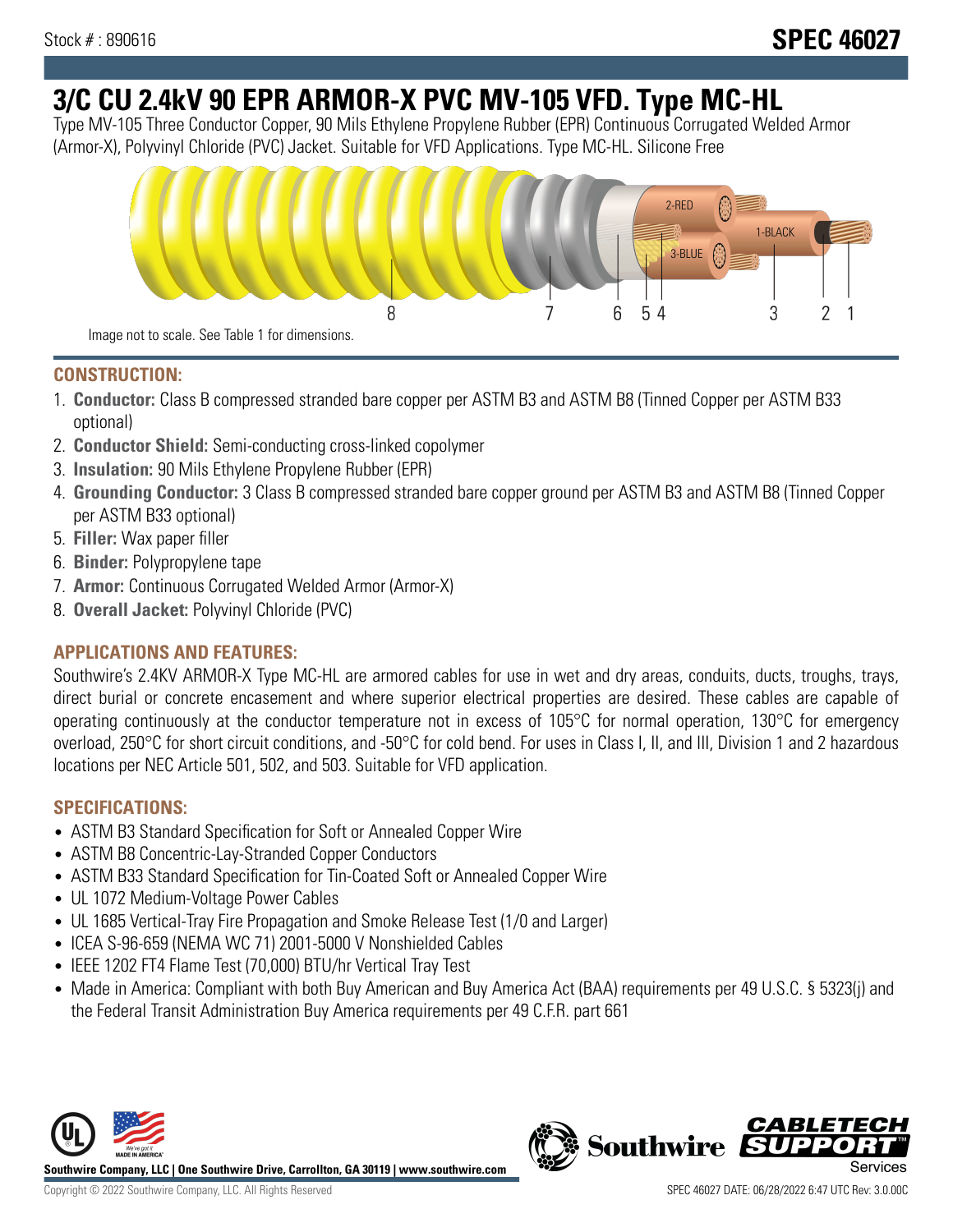Stock # : 890616

**SPEC 46027**

# 3/C CU 2.4kV 90 EPR ARMOR-X PVC MV-105 VFD. Type MC-HL

Type MV-105 Three Conductor Copper, 90 Mils Ethylene Propylene Rubber (EPR) Continuous Corrugated Welded Armor (Armor-X), Polyvinyl Chloride (PVC) Jacket. Suitable for VFD Applications. Type MC-HL. Silicone Free

Image not to scale. See Table 1 for dimensions.

## CONSTRUCTION:

1. **Conductor:** Class B compressed stranded bare copper per ASTM B3 and ASTM B8 (Tinned Copper per ASTM B33 optional)
2. **Conductor Shield:** Semi-conducting cross-linked copolymer
3. **Insulation:** 90 Mils Ethylene Propylene Rubber (EPR)
4. **Grounding Conductor:** 3 Class B compressed stranded bare copper ground per ASTM B3 and ASTM B8 (Tinned Copper per ASTM B33 optional)
5. **Filler:** Wax paper filler
6. **Binder:** Polypropylene tape
7. **Armor:** Continuous Corrugated Welded Armor (Armor-X)
8. **Overall Jacket:** Polyvinyl Chloride (PVC)

## APPLICATIONS AND FEATURES:

Southwire's 2.4KV ARMOR-X Type MC-HL are armored cables for use in wet and dry areas, conduits, ducts, troughs, trays, direct burial or concrete encasement and where superior electrical properties are desired. These cables are capable of operating continuously at the conductor temperature not in excess of 105°C for normal operation, 130°C for emergency overload, 250°C for short circuit conditions, and -50°C for cold bend. For uses in Class I, II, and III, Division 1 and 2 hazardous locations per NEC Article 501, 502, and 503. Suitable for VFD application.

## SPECIFICATIONS:

- ASTM B3 Standard Specification for Soft or Annealed Copper Wire
- ASTM B8 Concentric-Lay-Stranded Copper Conductors
- ASTM B33 Standard Specification for Tin-Coated Soft or Annealed Copper Wire
- UL 1072 Medium-Voltage Power Cables
- UL 1685 Vertical-Tray Fire Propagation and Smoke Release Test (1/0 and Larger)
- ICEA S-96-659 (NEMA WC 71) 2001-5000 V Nonshielded Cables
- IEEE 1202 FT4 Flame Test (70,000) BTU/hr Vertical Tray Test
- Made in America: Compliant with both Buy American and Buy America Act (BAA) requirements per 49 U.S.C. § 5323(j) and the Federal Transit Administration Buy America requirements per 49 C.F.R. part 661

**Southwire Company, LLC | One Southwire Drive, Carrollton, GA 30119 | www.southwire.com**

Copyright © 2022 Southwire Company, LLC. All Rights Reserved

SPEC 46027 DATE: 06/28/2022 6:47 UTC Rev: 3.0.00C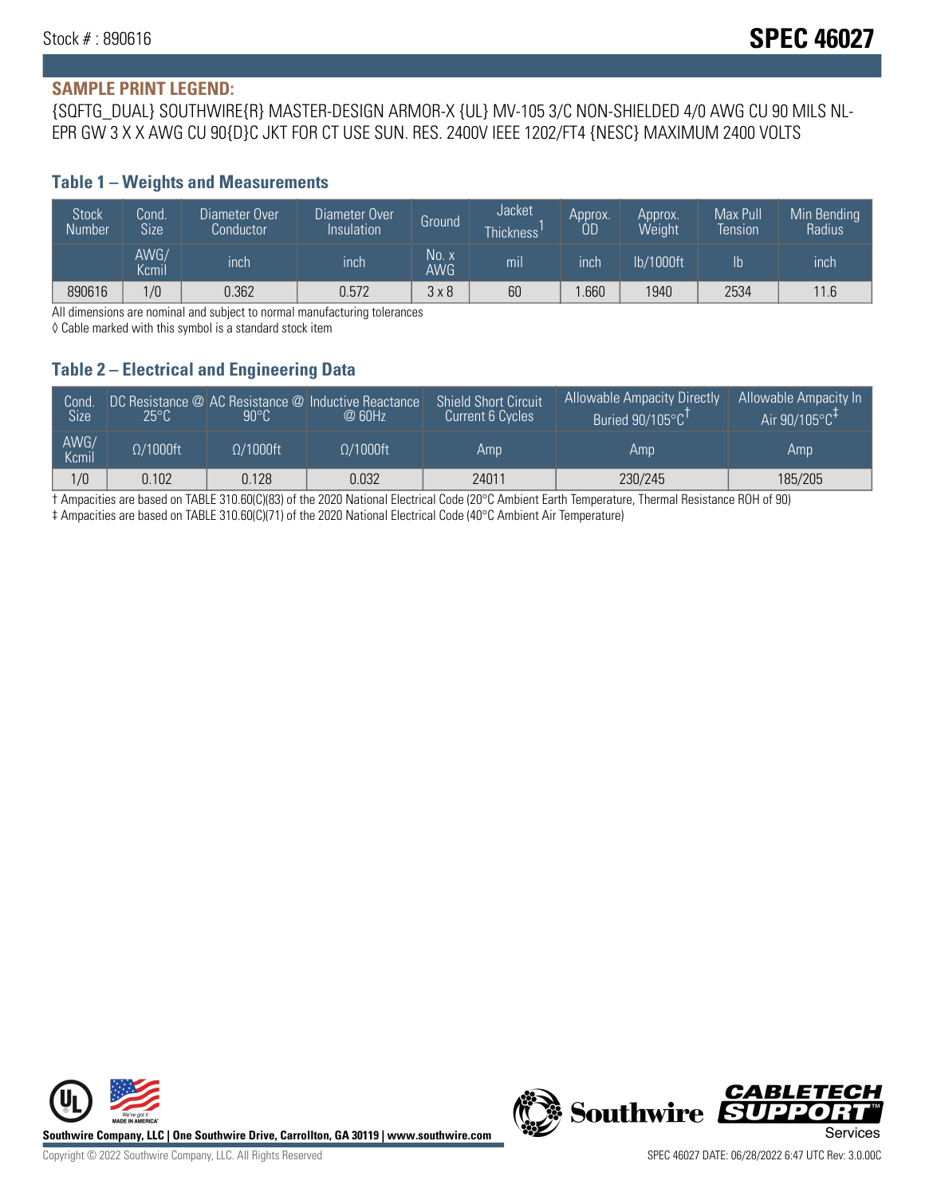Stock # : 890616

# SPEC 46027

**SAMPLE PRINT LEGEND:**

{SQFTG_DUAL} SOUTHWIRE{R} MASTER-DESIGN ARMOR-X {UL} MV-105 3/C NON-SHIELDED 4/0 AWG CU 90 MILS NL-EPR GW 3 X X AWG CU 90{D}C JKT FOR CT USE SUN. RES. 2400V IEEE 1202/FT4 {NESC} MAXIMUM 2400 VOLTS

## Table 1 – Weights and Measurements

| Stock Number | Cond. Size | Diameter Over Conductor | Diameter Over Insulation | Ground | Jacket Thickness[1] | Approx. OD | Approx. Weight | Max Pull Tension | Min Bending Radius |
|---|---|---|---|---|---|---|---|---|---|
| | AWG/ Kcmil | inch | inch | No. x AWG | mil | inch | lb/1000ft | lb | inch |
| 890616 | 1/0 | 0.362 | 0.572 | 3 x 8 | 60 | 1.660 | 1940 | 2534 | 11.6 |

All dimensions are nominal and subject to normal manufacturing tolerances

◊ Cable marked with this symbol is a standard stock item

## Table 2 – Electrical and Engineering Data

| Cond. Size | DC Resistance @ 25°C | AC Resistance @ 90°C | Inductive Reactance @ 60Hz | Shield Short Circuit Current 6 Cycles | Allowable Ampacity Directly Buried 90/105°C† | Allowable Ampacity In Air 90/105°C‡ |
|---|---|---|---|---|---|---|
| AWG/ Kcmil | Ω/1000ft | Ω/1000ft | Ω/1000ft | Amp | Amp | Amp |
| 1/0 | 0.102 | 0.128 | 0.032 | 24011 | 230/245 | 185/205 |

† Ampacities are based on TABLE 310.60(C)(83) of the 2020 National Electrical Code (20°C Ambient Earth Temperature, Thermal Resistance ROH of 90)

‡ Ampacities are based on TABLE 310.60(C)(71) of the 2020 National Electrical Code (40°C Ambient Air Temperature)

Southwire Company, LLC | One Southwire Drive, Carrollton, GA 30119 | www.southwire.com

Copyright © 2022 Southwire Company, LLC. All Rights Reserved

SPEC 46027 DATE: 06/28/2022 6:47 UTC Rev: 3.0.00C